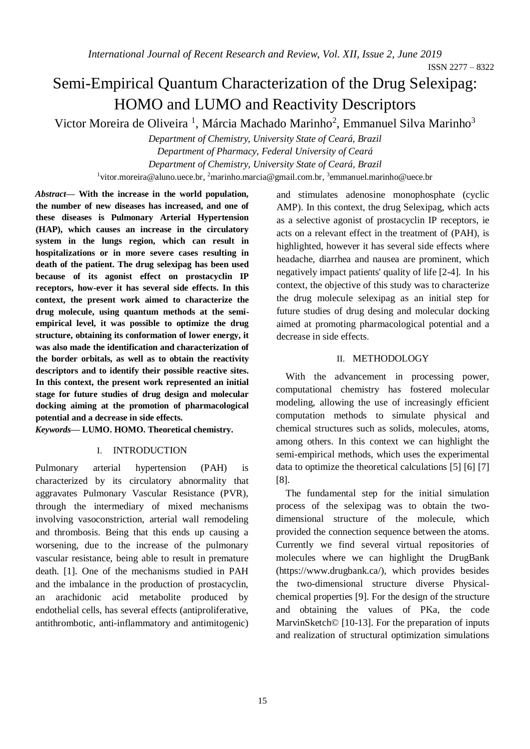# Semi-Empirical Quantum Characterization of the Drug Selexipag: HOMO and LUMO and Reactivity Descriptors

Victor Moreira de Oliveira [1], Márcia Machado Marinho[2], Emmanuel Silva Marinho[3]

*Department of Chemistry, University State of Ceará, Brazil*
*Department of Pharmacy, Federal University of Ceará*
*Department of Chemistry, University State of Ceará, Brazil*
[1]vitor.moreira@aluno.uece.br, [2]marinho.marcia@gmail.com.br, [3]emmanuel.marinho@uece.br

***Abstract*— With the increase in the world population, the number of new diseases has increased, and one of these diseases is Pulmonary Arterial Hypertension (HAP), which causes an increase in the circulatory system in the lungs region, which can result in hospitalizations or in more severe cases resulting in death of the patient. The drug selexipag has been used because of its agonist effect on prostacyclin IP receptors, how-ever it has several side effects. In this context, the present work aimed to characterize the drug molecule, using quantum methods at the semi-empirical level, it was possible to optimize the drug structure, obtaining its conformation of lower energy, it was also made the identification and characterization of the border orbitals, as well as to obtain the reactivity descriptors and to identify their possible reactive sites. In this context, the present work represented an initial stage for future studies of drug design and molecular docking aiming at the promotion of pharmacological potential and a decrease in side effects.**

***Keywords*— LUMO. HOMO. Theoretical chemistry.**

## I. INTRODUCTION

Pulmonary arterial hypertension (PAH) is characterized by its circulatory abnormality that aggravates Pulmonary Vascular Resistance (PVR), through the intermediary of mixed mechanisms involving vasoconstriction, arterial wall remodeling and thrombosis. Being that this ends up causing a worsening, due to the increase of the pulmonary vascular resistance, being able to result in premature death. [1]. One of the mechanisms studied in PAH and the imbalance in the production of prostacyclin, an arachidonic acid metabolite produced by endothelial cells, has several effects (antiproliferative, antithrombotic, anti-inflammatory and antimitogenic) and stimulates adenosine monophosphate (cyclic AMP). In this context, the drug Selexipag, which acts as a selective agonist of prostacyclin IP receptors, ie acts on a relevant effect in the treatment of (PAH), is highlighted, however it has several side effects where headache, diarrhea and nausea are prominent, which negatively impact patients' quality of life [2-4]. In his context, the objective of this study was to characterize the drug molecule selexipag as an initial step for future studies of drug desing and molecular docking aimed at promoting pharmacological potential and a decrease in side effects.

## II. METHODOLOGY

With the advancement in processing power, computational chemistry has fostered molecular modeling, allowing the use of increasingly efficient computation methods to simulate physical and chemical structures such as solids, molecules, atoms, among others. In this context we can highlight the semi-empirical methods, which uses the experimental data to optimize the theoretical calculations [5] [6] [7] [8].

The fundamental step for the initial simulation process of the selexipag was to obtain the two-dimensional structure of the molecule, which provided the connection sequence between the atoms. Currently we find several virtual repositories of molecules where we can highlight the DrugBank (https://www.drugbank.ca/), which provides besides the two-dimensional structure diverse Physical-chemical properties [9]. For the design of the structure and obtaining the values of PKa, the code MarvinSketch© [10-13]. For the preparation of inputs and realization of structural optimization simulations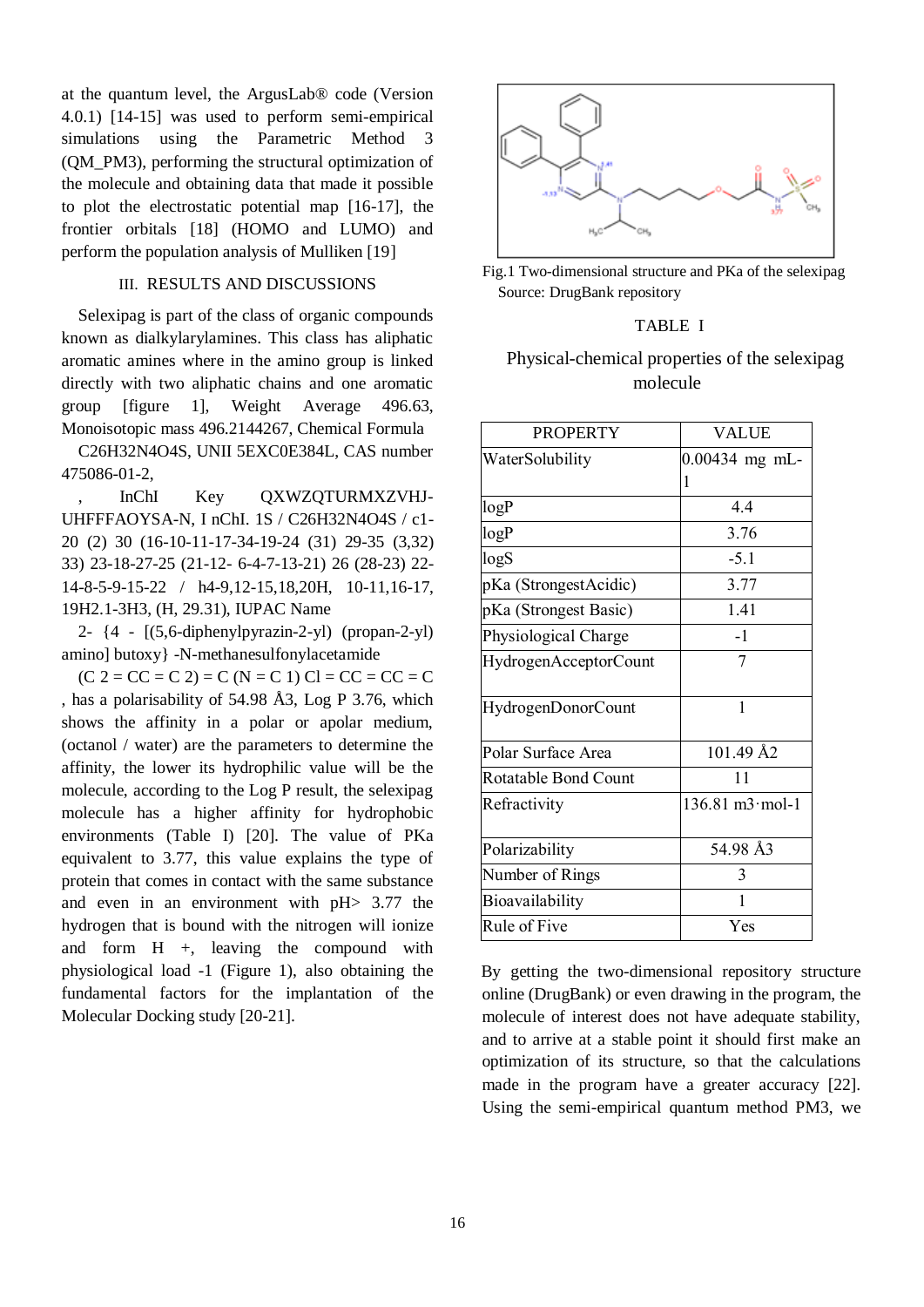at the quantum level, the ArgusLab® code (Version 4.0.1) [14-15] was used to perform semi-empirical simulations using the Parametric Method 3 (QM_PM3), performing the structural optimization of the molecule and obtaining data that made it possible to plot the electrostatic potential map [16-17], the frontier orbitals [18] (HOMO and LUMO) and perform the population analysis of Mulliken [19]

## III. RESULTS AND DISCUSSIONS

Selexipag is part of the class of organic compounds known as dialkylarylamines. This class has aliphatic aromatic amines where in the amino group is linked directly with two aliphatic chains and one aromatic group [figure 1], Weight Average 496.63, Monoisotopic mass 496.2144267, Chemical Formula

C26H32N4O4S, UNII 5EXC0E384L, CAS number 475086-01-2,

, InChI Key QXWZQTURMXZVHJ-UHFFFAOYSA-N, I nChI. 1S / C26H32N4O4S / c1-20 (2) 30 (16-10-11-17-34-19-24 (31) 29-35 (3,32) 33) 23-18-27-25 (21-12- 6-4-7-13-21) 26 (28-23) 22-14-8-5-9-15-22 / h4-9,12-15,18,20H, 10-11,16-17, 19H2.1-3H3, (H, 29.31), IUPAC Name

2- {4 - [(5,6-diphenylpyrazin-2-yl) (propan-2-yl) amino] butoxy} -N-methanesulfonylacetamide

(C 2 = CC = C 2) = C (N = C 1) Cl = CC = CC = C , has a polarisability of 54.98 Å3, Log P 3.76, which shows the affinity in a polar or apolar medium, (octanol / water) are the parameters to determine the affinity, the lower its hydrophilic value will be the molecule, according to the Log P result, the selexipag molecule has a higher affinity for hydrophobic environments (Table I) [20]. The value of PKa equivalent to 3.77, this value explains the type of protein that comes in contact with the same substance and even in an environment with pH> 3.77 the hydrogen that is bound with the nitrogen will ionize and form H +, leaving the compound with physiological load -1 (Figure 1), also obtaining the fundamental factors for the implantation of the Molecular Docking study [20-21].

Fig.1 Two-dimensional structure and PKa of the selexipag
Source: DrugBank repository

TABLE I

Physical-chemical properties of the selexipag molecule

| PROPERTY | VALUE |
| --- | --- |
| WaterSolubility | 0.00434 mg mL-1 |
| logP | 4.4 |
| logP | 3.76 |
| logS | -5.1 |
| pKa (StrongestAcidic) | 3.77 |
| pKa (Strongest Basic) | 1.41 |
| Physiological Charge | -1 |
| HydrogenAcceptorCount | 7 |
| HydrogenDonorCount | 1 |
| Polar Surface Area | 101.49 Å2 |
| Rotatable Bond Count | 11 |
| Refractivity | 136.81 m3·mol-1 |
| Polarizability | 54.98 Å3 |
| Number of Rings | 3 |
| Bioavailability | 1 |
| Rule of Five | Yes |

By getting the two-dimensional repository structure online (DrugBank) or even drawing in the program, the molecule of interest does not have adequate stability, and to arrive at a stable point it should first make an optimization of its structure, so that the calculations made in the program have a greater accuracy [22]. Using the semi-empirical quantum method PM3, we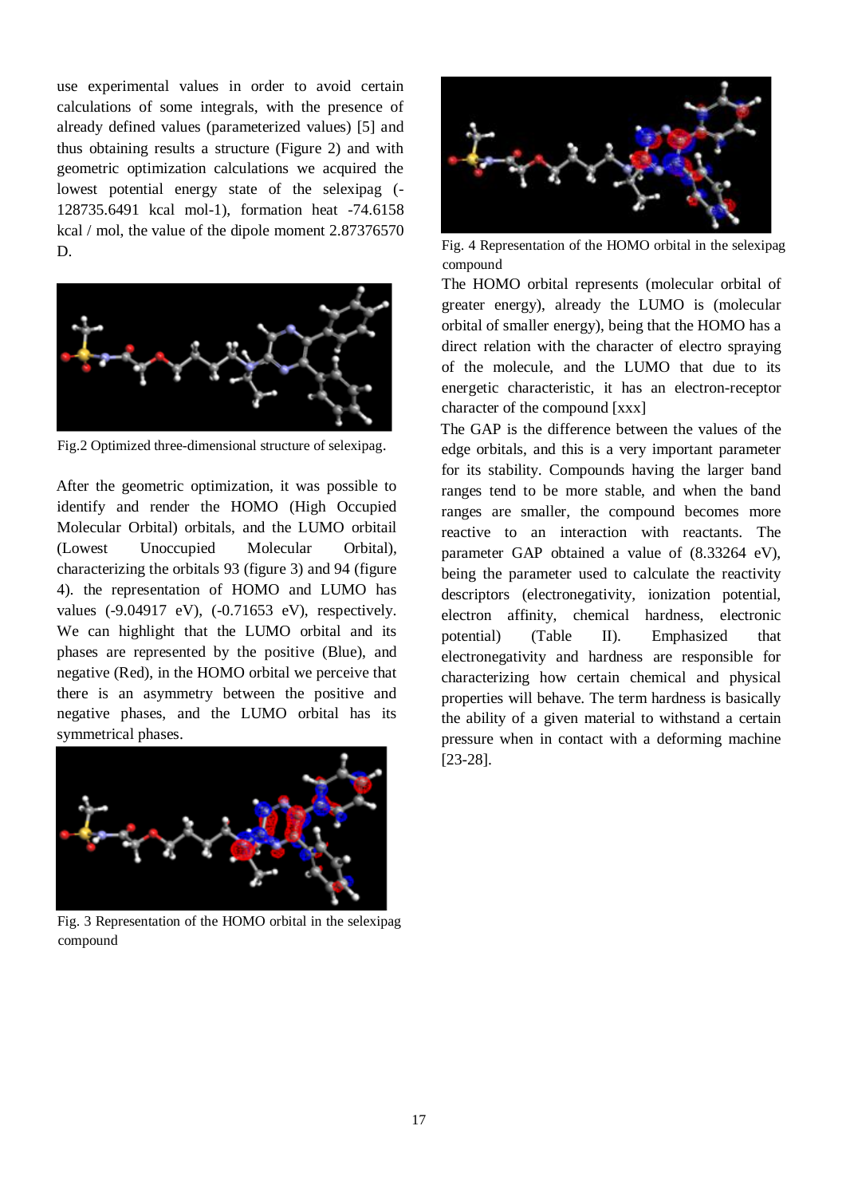use experimental values in order to avoid certain calculations of some integrals, with the presence of already defined values (parameterized values) [5] and thus obtaining results a structure (Figure 2) and with geometric optimization calculations we acquired the lowest potential energy state of the selexipag (-128735.6491 kcal mol-1), formation heat -74.6158 kcal / mol, the value of the dipole moment 2.87376570 D.

Fig.2 Optimized three-dimensional structure of selexipag.

After the geometric optimization, it was possible to identify and render the HOMO (High Occupied Molecular Orbital) orbitals, and the LUMO orbitail (Lowest Unoccupied Molecular Orbital), characterizing the orbitals 93 (figure 3) and 94 (figure 4). the representation of HOMO and LUMO has values (-9.04917 eV), (-0.71653 eV), respectively. We can highlight that the LUMO orbital and its phases are represented by the positive (Blue), and negative (Red), in the HOMO orbital we perceive that there is an asymmetry between the positive and negative phases, and the LUMO orbital has its symmetrical phases.

Fig. 3 Representation of the HOMO orbital in the selexipag compound

Fig. 4 Representation of the HOMO orbital in the selexipag compound

The HOMO orbital represents (molecular orbital of greater energy), already the LUMO is (molecular orbital of smaller energy), being that the HOMO has a direct relation with the character of electro spraying of the molecule, and the LUMO that due to its energetic characteristic, it has an electron-receptor character of the compound [xxx]

The GAP is the difference between the values of the edge orbitals, and this is a very important parameter for its stability. Compounds having the larger band ranges tend to be more stable, and when the band ranges are smaller, the compound becomes more reactive to an interaction with reactants. The parameter GAP obtained a value of (8.33264 eV), being the parameter used to calculate the reactivity descriptors (electronegativity, ionization potential, electron affinity, chemical hardness, electronic potential) (Table II). Emphasized that electronegativity and hardness are responsible for characterizing how certain chemical and physical properties will behave. The term hardness is basically the ability of a given material to withstand a certain pressure when in contact with a deforming machine [23-28].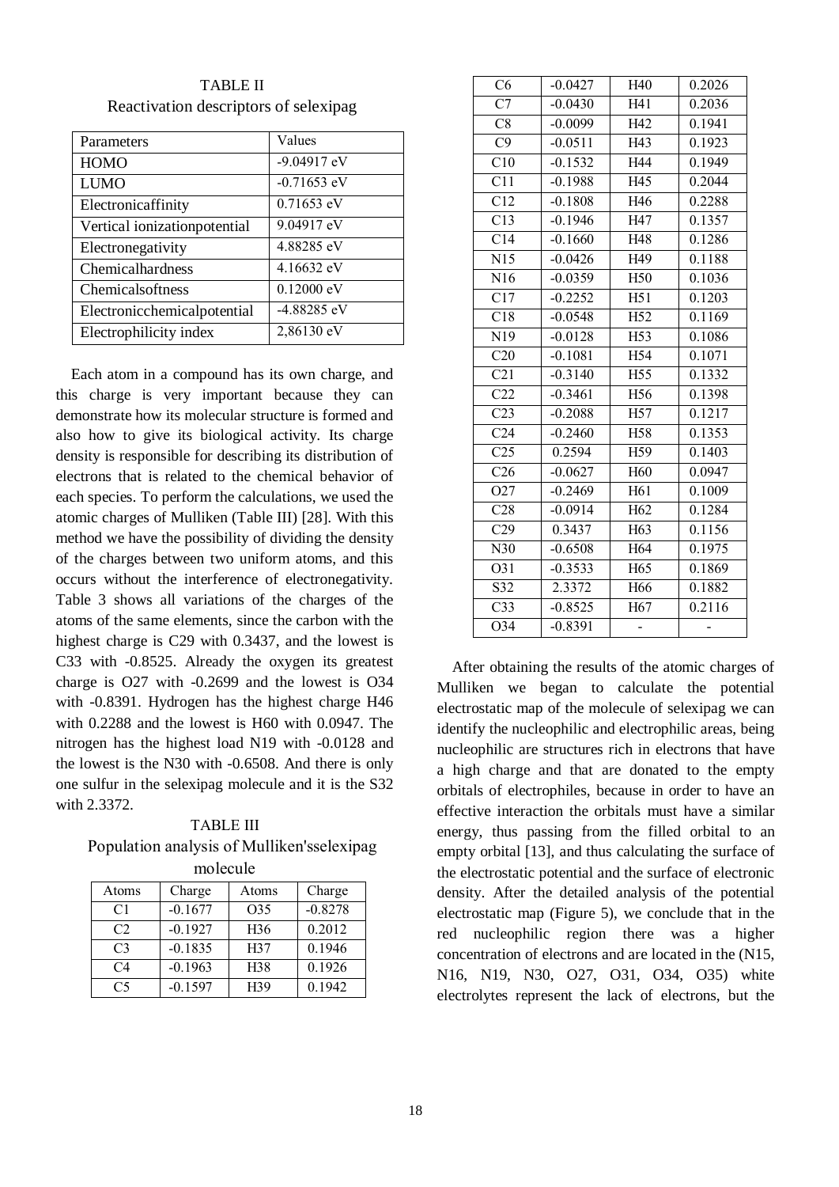TABLE II
Reactivation descriptors of selexipag

| Parameters | Values |
|---|---|
| HOMO | -9.04917 eV |
| LUMO | -0.71653 eV |
| Electronicaffinity | 0.71653 eV |
| Vertical ionizationpotential | 9.04917 eV |
| Electronegativity | 4.88285 eV |
| Chemicalhardness | 4.16632 eV |
| Chemicalsoftness | 0.12000 eV |
| Electronicchemicalpotential | -4.88285 eV |
| Electrophilicity index | 2,86130 eV |

Each atom in a compound has its own charge, and this charge is very important because they can demonstrate how its molecular structure is formed and also how to give its biological activity. Its charge density is responsible for describing its distribution of electrons that is related to the chemical behavior of each species. To perform the calculations, we used the atomic charges of Mulliken (Table III) [28]. With this method we have the possibility of dividing the density of the charges between two uniform atoms, and this occurs without the interference of electronegativity. Table 3 shows all variations of the charges of the atoms of the same elements, since the carbon with the highest charge is C29 with 0.3437, and the lowest is C33 with -0.8525. Already the oxygen its greatest charge is O27 with -0.2699 and the lowest is O34 with -0.8391. Hydrogen has the highest charge H46 with 0.2288 and the lowest is H60 with 0.0947. The nitrogen has the highest load N19 with -0.0128 and the lowest is the N30 with -0.6508. And there is only one sulfur in the selexipag molecule and it is the S32 with 2.3372.

TABLE III
Population analysis of Mulliken'sselexipag molecule

| Atoms | Charge | Atoms | Charge |
|---|---|---|---|
| C1 | -0.1677 | O35 | -0.8278 |
| C2 | -0.1927 | H36 | 0.2012 |
| C3 | -0.1835 | H37 | 0.1946 |
| C4 | -0.1963 | H38 | 0.1926 |
| C5 | -0.1597 | H39 | 0.1942 |
| C6 | -0.0427 | H40 | 0.2026 |
| C7 | -0.0430 | H41 | 0.2036 |
| C8 | -0.0099 | H42 | 0.1941 |
| C9 | -0.0511 | H43 | 0.1923 |
| C10 | -0.1532 | H44 | 0.1949 |
| C11 | -0.1988 | H45 | 0.2044 |
| C12 | -0.1808 | H46 | 0.2288 |
| C13 | -0.1946 | H47 | 0.1357 |
| C14 | -0.1660 | H48 | 0.1286 |
| N15 | -0.0426 | H49 | 0.1188 |
| N16 | -0.0359 | H50 | 0.1036 |
| C17 | -0.2252 | H51 | 0.1203 |
| C18 | -0.0548 | H52 | 0.1169 |
| N19 | -0.0128 | H53 | 0.1086 |
| C20 | -0.1081 | H54 | 0.1071 |
| C21 | -0.3140 | H55 | 0.1332 |
| C22 | -0.3461 | H56 | 0.1398 |
| C23 | -0.2088 | H57 | 0.1217 |
| C24 | -0.2460 | H58 | 0.1353 |
| C25 | 0.2594 | H59 | 0.1403 |
| C26 | -0.0627 | H60 | 0.0947 |
| O27 | -0.2469 | H61 | 0.1009 |
| C28 | -0.0914 | H62 | 0.1284 |
| C29 | 0.3437 | H63 | 0.1156 |
| N30 | -0.6508 | H64 | 0.1975 |
| O31 | -0.3533 | H65 | 0.1869 |
| S32 | 2.3372 | H66 | 0.1882 |
| C33 | -0.8525 | H67 | 0.2116 |
| O34 | -0.8391 | - | - |

After obtaining the results of the atomic charges of Mulliken we began to calculate the potential electrostatic map of the molecule of selexipag we can identify the nucleophilic and electrophilic areas, being nucleophilic are structures rich in electrons that have a high charge and that are donated to the empty orbitals of electrophiles, because in order to have an effective interaction the orbitals must have a similar energy, thus passing from the filled orbital to an empty orbital [13], and thus calculating the surface of the electrostatic potential and the surface of electronic density. After the detailed analysis of the potential electrostatic map (Figure 5), we conclude that in the red nucleophilic region there was a higher concentration of electrons and are located in the (N15, N16, N19, N30, O27, O31, O34, O35) white electrolytes represent the lack of electrons, but the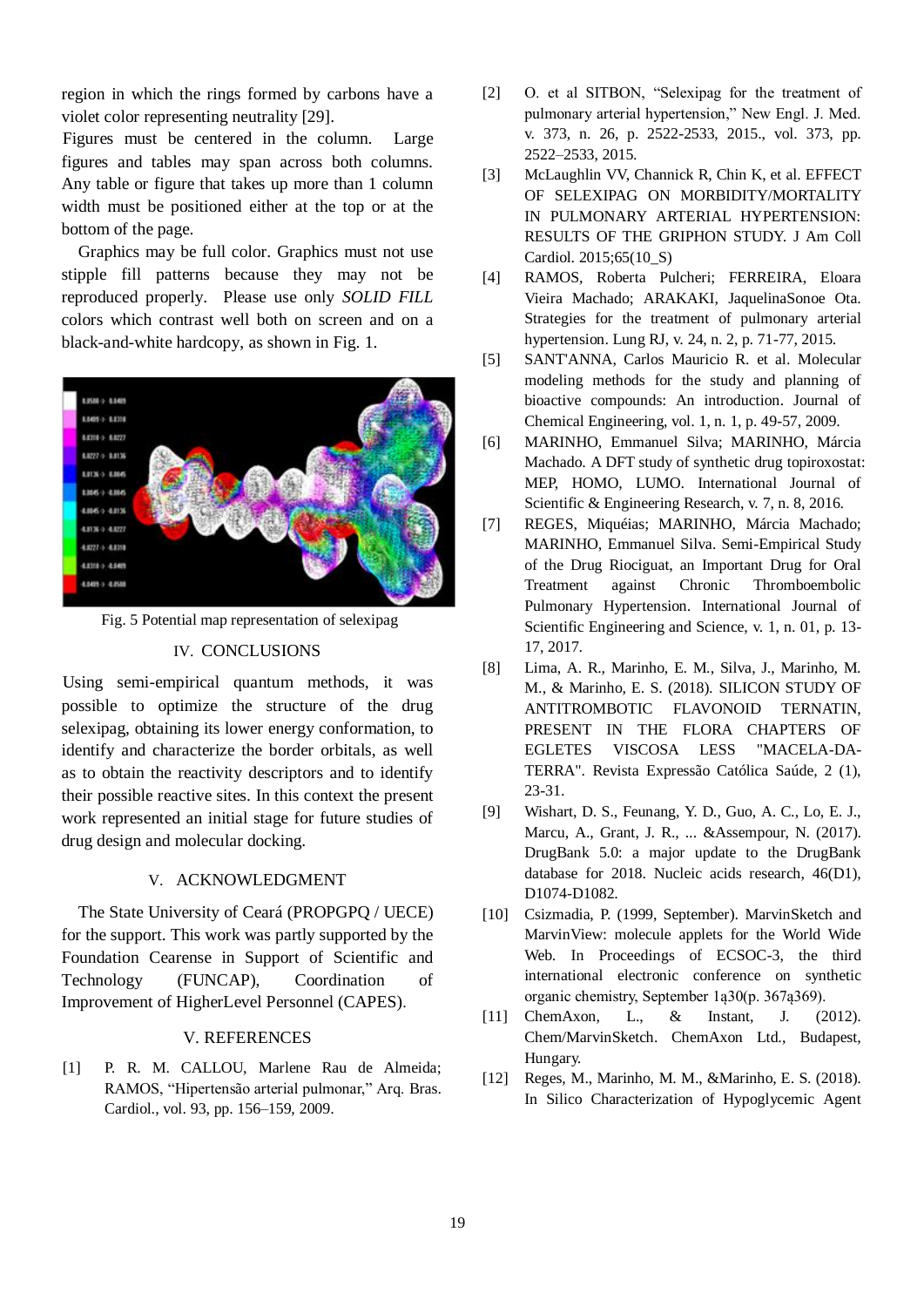region in which the rings formed by carbons have a violet color representing neutrality [29].

Figures must be centered in the column. Large figures and tables may span across both columns. Any table or figure that takes up more than 1 column width must be positioned either at the top or at the bottom of the page.

Graphics may be full color. Graphics must not use stipple fill patterns because they may not be reproduced properly. Please use only *SOLID FILL* colors which contrast well both on screen and on a black-and-white hardcopy, as shown in Fig. 1.

Fig. 5 Potential map representation of selexipag

## IV. CONCLUSIONS

Using semi-empirical quantum methods, it was possible to optimize the structure of the drug selexipag, obtaining its lower energy conformation, to identify and characterize the border orbitals, as well as to obtain the reactivity descriptors and to identify their possible reactive sites. In this context the present work represented an initial stage for future studies of drug design and molecular docking.

## V. ACKNOWLEDGMENT

The State University of Ceará (PROPGPQ / UECE) for the support. This work was partly supported by the Foundation Cearense in Support of Scientific and Technology (FUNCAP), Coordination of Improvement of HigherLevel Personnel (CAPES).

## V. REFERENCES

[1] P. R. M. CALLOU, Marlene Rau de Almeida; RAMOS, "Hipertensão arterial pulmonar," Arq. Bras. Cardiol., vol. 93, pp. 156–159, 2009.

[2] O. et al SITBON, "Selexipag for the treatment of pulmonary arterial hypertension," New Engl. J. Med. v. 373, n. 26, p. 2522-2533, 2015., vol. 373, pp. 2522–2533, 2015.

[3] McLaughlin VV, Channick R, Chin K, et al. EFFECT OF SELEXIPAG ON MORBIDITY/MORTALITY IN PULMONARY ARTERIAL HYPERTENSION: RESULTS OF THE GRIPHON STUDY. J Am Coll Cardiol. 2015;65(10_S)

[4] RAMOS, Roberta Pulcheri; FERREIRA, Eloara Vieira Machado; ARAKAKI, JaquelinaSonoe Ota. Strategies for the treatment of pulmonary arterial hypertension. Lung RJ, v. 24, n. 2, p. 71-77, 2015.

[5] SANT'ANNA, Carlos Mauricio R. et al. Molecular modeling methods for the study and planning of bioactive compounds: An introduction. Journal of Chemical Engineering, vol. 1, n. 1, p. 49-57, 2009.

[6] MARINHO, Emmanuel Silva; MARINHO, Márcia Machado. A DFT study of synthetic drug topiroxostat: MEP, HOMO, LUMO. International Journal of Scientific & Engineering Research, v. 7, n. 8, 2016.

[7] REGES, Miquéias; MARINHO, Márcia Machado; MARINHO, Emmanuel Silva. Semi-Empirical Study of the Drug Riociguat, an Important Drug for Oral Treatment against Chronic Thromboembolic Pulmonary Hypertension. International Journal of Scientific Engineering and Science, v. 1, n. 01, p. 13-17, 2017.

[8] Lima, A. R., Marinho, E. M., Silva, J., Marinho, M. M., & Marinho, E. S. (2018). SILICON STUDY OF ANTITROMBOTIC FLAVONOID TERNATIN, PRESENT IN THE FLORA CHAPTERS OF EGLETES VISCOSA LESS "MACELA-DA-TERRA". Revista Expressão Católica Saúde, 2 (1), 23-31.

[9] Wishart, D. S., Feunang, Y. D., Guo, A. C., Lo, E. J., Marcu, A., Grant, J. R., ... &Assempour, N. (2017). DrugBank 5.0: a major update to the DrugBank database for 2018. Nucleic acids research, 46(D1), D1074-D1082.

[10] Csizmadia, P. (1999, September). MarvinSketch and MarvinView: molecule applets for the World Wide Web. In Proceedings of ECSOC-3, the third international electronic conference on synthetic organic chemistry, September 1ą30(p. 367ą369).

[11] ChemAxon, L., & Instant, J. (2012). Chem/MarvinSketch. ChemAxon Ltd., Budapest, Hungary.

[12] Reges, M., Marinho, M. M., &Marinho, E. S. (2018). In Silico Characterization of Hypoglycemic Agent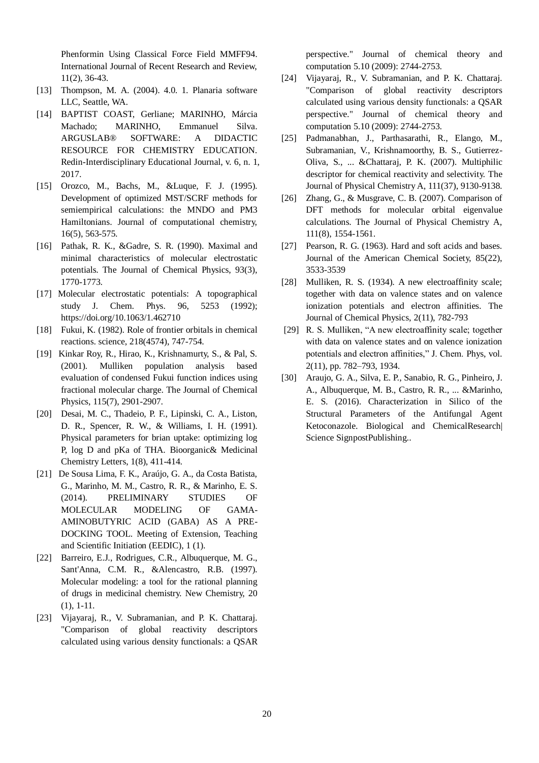Phenformin Using Classical Force Field MMFF94. International Journal of Recent Research and Review, 11(2), 36-43.

[13] Thompson, M. A. (2004). 4.0. 1. Planaria software LLC, Seattle, WA.

[14] BAPTIST COAST, Gerliane; MARINHO, Márcia Machado; MARINHO, Emmanuel Silva. ARGUSLAB® SOFTWARE: A DIDACTIC RESOURCE FOR CHEMISTRY EDUCATION. Redin-Interdisciplinary Educational Journal, v. 6, n. 1, 2017.

[15] Orozco, M., Bachs, M., &Luque, F. J. (1995). Development of optimized MST/SCRF methods for semiempirical calculations: the MNDO and PM3 Hamiltonians. Journal of computational chemistry, 16(5), 563-575.

[16] Pathak, R. K., &Gadre, S. R. (1990). Maximal and minimal characteristics of molecular electrostatic potentials. The Journal of Chemical Physics, 93(3), 1770-1773.

[17] Molecular electrostatic potentials: A topographical study J. Chem. Phys. 96, 5253 (1992); https://doi.org/10.1063/1.462710

[18] Fukui, K. (1982). Role of frontier orbitals in chemical reactions. science, 218(4574), 747-754.

[19] Kinkar Roy, R., Hirao, K., Krishnamurty, S., & Pal, S. (2001). Mulliken population analysis based evaluation of condensed Fukui function indices using fractional molecular charge. The Journal of Chemical Physics, 115(7), 2901-2907.

[20] Desai, M. C., Thadeio, P. F., Lipinski, C. A., Liston, D. R., Spencer, R. W., & Williams, I. H. (1991). Physical parameters for brian uptake: optimizing log P, log D and pKa of THA. Bioorganic& Medicinal Chemistry Letters, 1(8), 411-414.

[21] De Sousa Lima, F. K., Araújo, G. A., da Costa Batista, G., Marinho, M. M., Castro, R. R., & Marinho, E. S. (2014). PRELIMINARY STUDIES OF MOLECULAR MODELING OF GAMA-AMINOBUTYRIC ACID (GABA) AS A PRE-DOCKING TOOL. Meeting of Extension, Teaching and Scientific Initiation (EEDIC), 1 (1).

[22] Barreiro, E.J., Rodrigues, C.R., Albuquerque, M. G., Sant'Anna, C.M. R., &Alencastro, R.B. (1997). Molecular modeling: a tool for the rational planning of drugs in medicinal chemistry. New Chemistry, 20 (1), 1-11.

[23] Vijayaraj, R., V. Subramanian, and P. K. Chattaraj. "Comparison of global reactivity descriptors calculated using various density functionals: a QSAR perspective." Journal of chemical theory and computation 5.10 (2009): 2744-2753.

[24] Vijayaraj, R., V. Subramanian, and P. K. Chattaraj. "Comparison of global reactivity descriptors calculated using various density functionals: a QSAR perspective." Journal of chemical theory and computation 5.10 (2009): 2744-2753.

[25] Padmanabhan, J., Parthasarathi, R., Elango, M., Subramanian, V., Krishnamoorthy, B. S., Gutierrez-Oliva, S., ... &Chattaraj, P. K. (2007). Multiphilic descriptor for chemical reactivity and selectivity. The Journal of Physical Chemistry A, 111(37), 9130-9138.

[26] Zhang, G., & Musgrave, C. B. (2007). Comparison of DFT methods for molecular orbital eigenvalue calculations. The Journal of Physical Chemistry A, 111(8), 1554-1561.

[27] Pearson, R. G. (1963). Hard and soft acids and bases. Journal of the American Chemical Society, 85(22), 3533-3539

[28] Mulliken, R. S. (1934). A new electroaffinity scale; together with data on valence states and on valence ionization potentials and electron affinities. The Journal of Chemical Physics, 2(11), 782-793

[29] R. S. Mulliken, "A new electroaffinity scale; together with data on valence states and on valence ionization potentials and electron affinities," J. Chem. Phys, vol. 2(11), pp. 782–793, 1934.

[30] Araujo, G. A., Silva, E. P., Sanabio, R. G., Pinheiro, J. A., Albuquerque, M. B., Castro, R. R., ... &Marinho, E. S. (2016). Characterization in Silico of the Structural Parameters of the Antifungal Agent Ketoconazole. Biological and ChemicalResearch| Science SignpostPublishing..